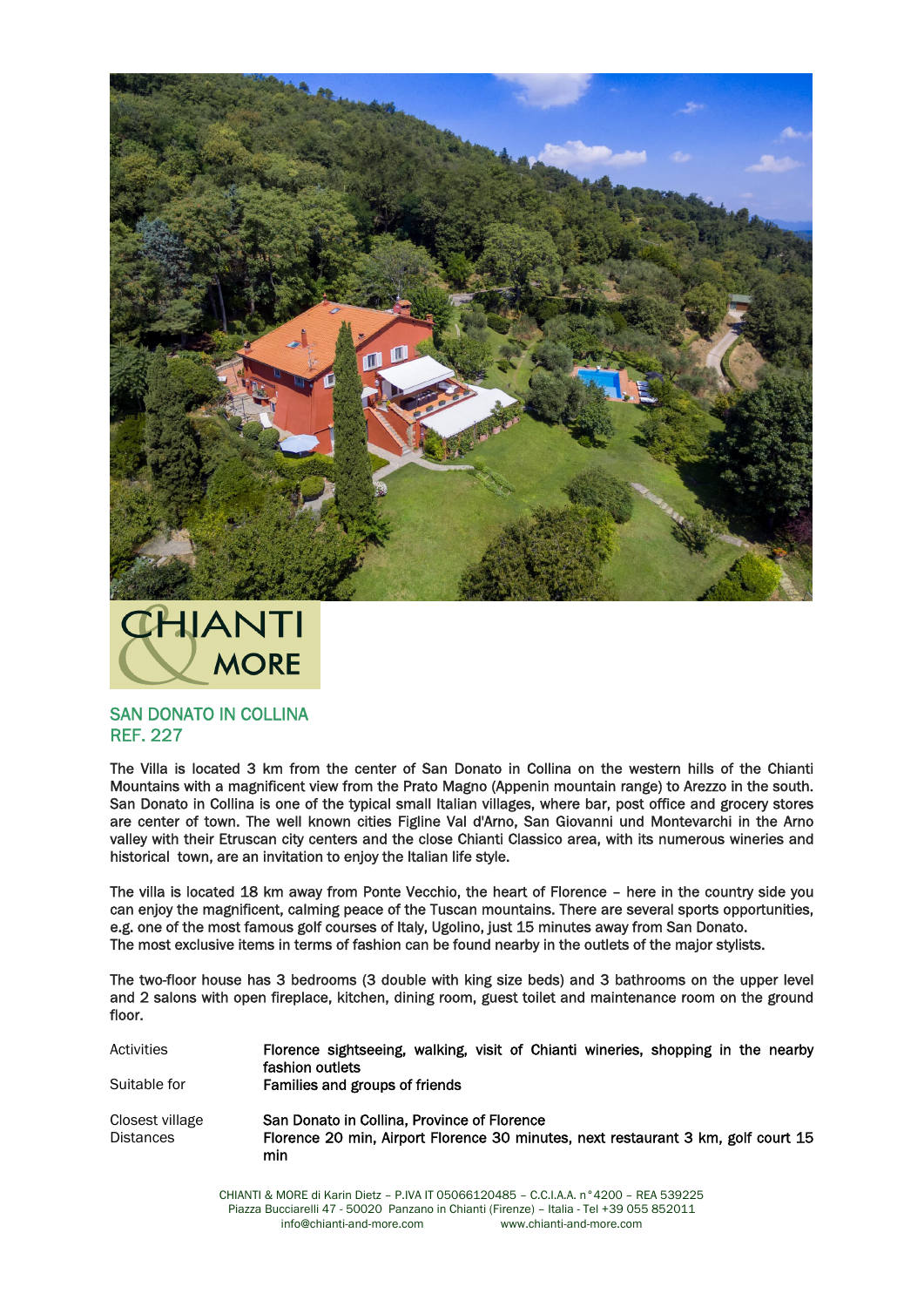CHIANTI & MORE

## SAN DONATO IN COLLINA
## REF. 227

The Villa is located 3 km from the center of San Donato in Collina on the western hills of the Chianti Mountains with a magnificent view from the Prato Magno (Appenin mountain range) to Arezzo in the south. San Donato in Collina is one of the typical small Italian villages, where bar, post office and grocery stores are center of town. The well known cities Figline Val d'Arno, San Giovanni und Montevarchi in the Arno valley with their Etruscan city centers and the close Chianti Classico area, with its numerous wineries and historical town, are an invitation to enjoy the Italian life style.

The villa is located 18 km away from Ponte Vecchio, the heart of Florence – here in the country side you can enjoy the magnificent, calming peace of the Tuscan mountains. There are several sports opportunities, e.g. one of the most famous golf courses of Italy, Ugolino, just 15 minutes away from San Donato.
The most exclusive items in terms of fashion can be found nearby in the outlets of the major stylists.

The two-floor house has 3 bedrooms (3 double with king size beds) and 3 bathrooms on the upper level and 2 salons with open fireplace, kitchen, dining room, guest toilet and maintenance room on the ground floor.

| | |
|---|---|
| Activities | **Florence sightseeing, walking, visit of Chianti wineries, shopping in the nearby fashion outlets** |
| Suitable for | **Families and groups of friends** |
| Closest village | **San Donato in Collina, Province of Florence** |
| Distances | **Florence 20 min, Airport Florence 30 minutes, next restaurant 3 km, golf court 15 min** |

CHIANTI & MORE di Karin Dietz – P.IVA IT 05066120485 – C.C.I.A.A. n°4200 – REA 539225
Piazza Bucciarelli 47 - 50020 Panzano in Chianti (Firenze) – Italia - Tel +39 055 852011
info@chianti-and-more.com www.chianti-and-more.com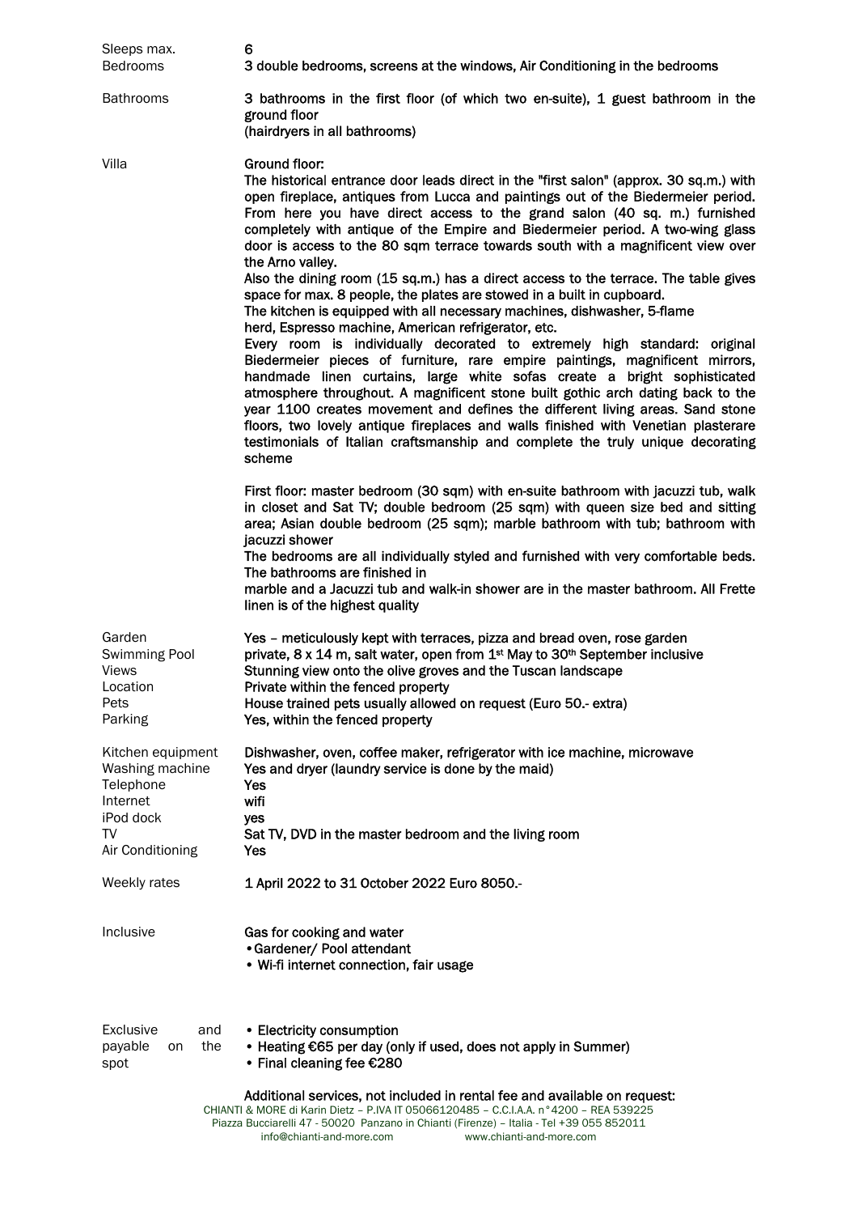| | |
|---|---|
| Sleeps max. | 6 |
| Bedrooms | 3 double bedrooms, screens at the windows, Air Conditioning in the bedrooms |
| Bathrooms | 3 bathrooms in the first floor (of which two en-suite), 1 guest bathroom in the ground floor (hairdryers in all bathrooms) |

**Villa**

Ground floor:
The historical entrance door leads direct in the "first salon" (approx. 30 sq.m.) with open fireplace, antiques from Lucca and paintings out of the Biedermeier period. From here you have direct access to the grand salon (40 sq. m.) furnished completely with antique of the Empire and Biedermeier period. A two-wing glass door is access to the 80 sqm terrace towards south with a magnificent view over the Arno valley.
Also the dining room (15 sq.m.) has a direct access to the terrace. The table gives space for max. 8 people, the plates are stowed in a built in cupboard.
The kitchen is equipped with all necessary machines, dishwasher, 5-flame herd, Espresso machine, American refrigerator, etc.
Every room is individually decorated to extremely high standard: original Biedermeier pieces of furniture, rare empire paintings, magnificent mirrors, handmade linen curtains, large white sofas create a bright sophisticated atmosphere throughout. A magnificent stone built gothic arch dating back to the year 1100 creates movement and defines the different living areas. Sand stone floors, two lovely antique fireplaces and walls finished with Venetian plasterare testimonials of Italian craftsmanship and complete the truly unique decorating scheme

First floor: master bedroom (30 sqm) with en-suite bathroom with jacuzzi tub, walk in closet and Sat TV; double bedroom (25 sqm) with queen size bed and sitting area; Asian double bedroom (25 sqm); marble bathroom with tub; bathroom with jacuzzi shower
The bedrooms are all individually styled and furnished with very comfortable beds. The bathrooms are finished in
marble and a Jacuzzi tub and walk-in shower are in the master bathroom. All Frette linen is of the highest quality

| | |
|---|---|
| Garden | Yes – meticulously kept with terraces, pizza and bread oven, rose garden |
| Swimming Pool | private, 8 x 14 m, salt water, open from 1st May to 30th September inclusive |
| Views | Stunning view onto the olive groves and the Tuscan landscape |
| Location | Private within the fenced property |
| Pets | House trained pets usually allowed on request (Euro 50.- extra) |
| Parking | Yes, within the fenced property |
| Kitchen equipment | Dishwasher, oven, coffee maker, refrigerator with ice machine, microwave |
| Washing machine | Yes and dryer (laundry service is done by the maid) |
| Telephone | Yes |
| Internet | wifi |
| iPod dock | yes |
| TV | Sat TV, DVD in the master bedroom and the living room |
| Air Conditioning | Yes |
| Weekly rates | 1 April 2022 to 31 October 2022 Euro 8050.- |
| Inclusive | Gas for cooking and water<br>• Gardener/ Pool attendant<br>• Wi-fi internet connection, fair usage |
| Exclusive and payable on the spot | • Electricity consumption<br>• Heating €65 per day (only if used, does not apply in Summer)<br>• Final cleaning fee €280 |

Additional services, not included in rental fee and available on request: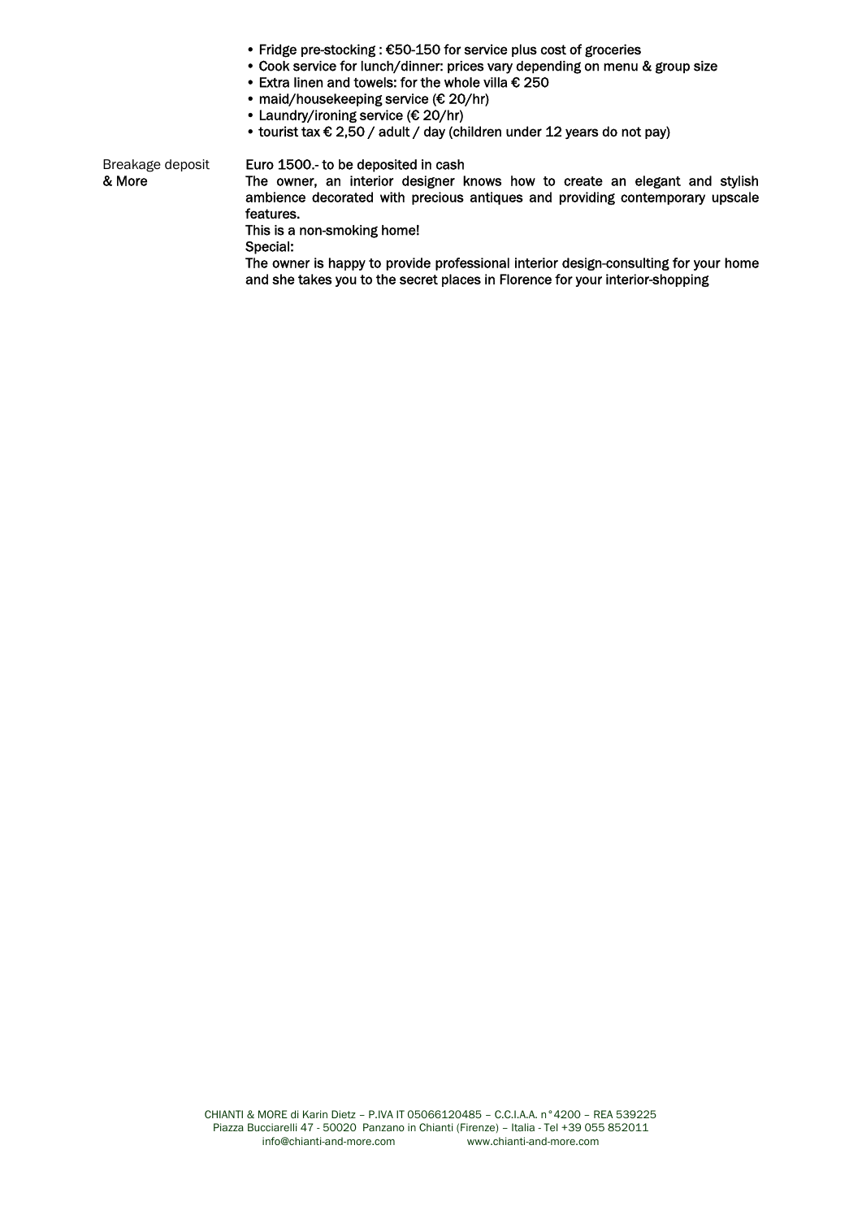- Fridge pre-stocking : €50-150 for service plus cost of groceries
- Cook service for lunch/dinner: prices vary depending on menu & group size
- Extra linen and towels: for the whole villa € 250
- maid/housekeeping service (€ 20/hr)
- Laundry/ironing service (€ 20/hr)
- tourist tax € 2,50 / adult / day (children under 12 years do not pay)

Breakage deposit

Euro 1500.- to be deposited in cash

**& More**

The owner, an interior designer knows how to create an elegant and stylish ambience decorated with precious antiques and providing contemporary upscale features.

This is a non-smoking home!

Special:

The owner is happy to provide professional interior design-consulting for your home and she takes you to the secret places in Florence for your interior-shopping

CHIANTI & MORE di Karin Dietz – P.IVA IT 05066120485 – C.C.I.A.A. n°4200 – REA 539225
Piazza Bucciarelli 47 - 50020 Panzano in Chianti (Firenze) – Italia - Tel +39 055 852011
info@chianti-and-more.com www.chianti-and-more.com